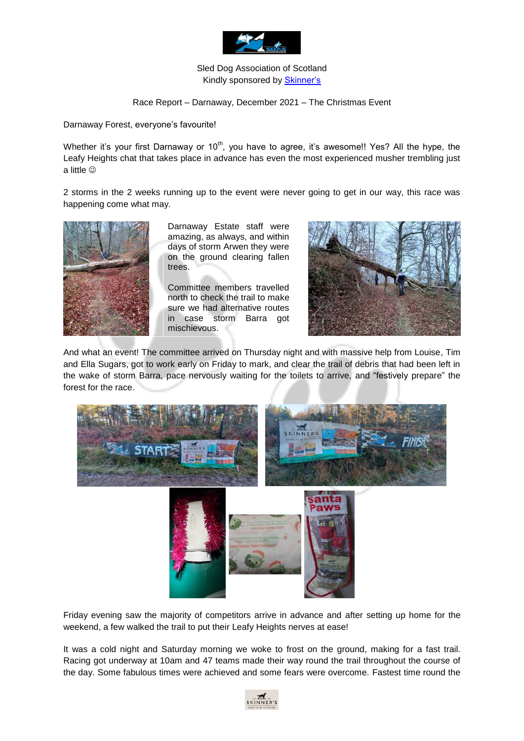Sled Dog Association of Scotland
Kindly sponsored by [Skinner's](Skinner's)

Race Report – Darnaway, December 2021 – The Christmas Event

Darnaway Forest, everyone's favourite!

Whether it's your first Darnaway or 10th, you have to agree, it's awesome!! Yes? All the hype, the Leafy Heights chat that takes place in advance has even the most experienced musher trembling just a little ☺

2 storms in the 2 weeks running up to the event were never going to get in our way, this race was happening come what may.

Darnaway Estate staff were amazing, as always, and within days of storm Arwen they were on the ground clearing fallen trees.

Committee members travelled north to check the trail to make sure we had alternative routes in case storm Barra got mischievous.

And what an event! The committee arrived on Thursday night and with massive help from Louise, Tim and Ella Sugars, got to work early on Friday to mark, and clear the trail of debris that had been left in the wake of storm Barra, pace nervously waiting for the toilets to arrive, and "festively prepare" the forest for the race.

Friday evening saw the majority of competitors arrive in advance and after setting up home for the weekend, a few walked the trail to put their Leafy Heights nerves at ease!

It was a cold night and Saturday morning we woke to frost on the ground, making for a fast trail. Racing got underway at 10am and 47 teams made their way round the trail throughout the course of the day. Some fabulous times were achieved and some fears were overcome. Fastest time round the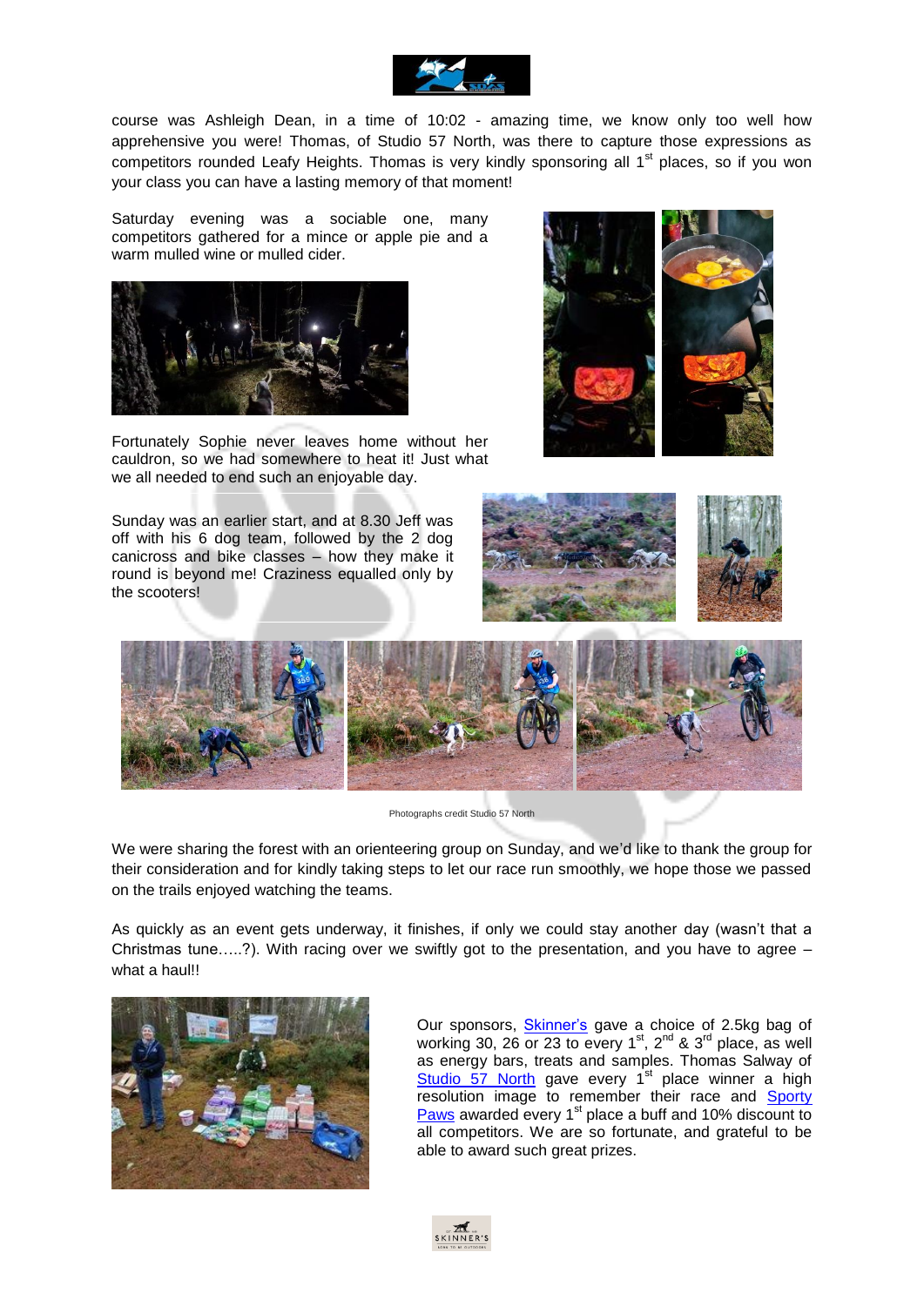course was Ashleigh Dean, in a time of 10:02 - amazing time, we know only too well how apprehensive you were! Thomas, of Studio 57 North, was there to capture those expressions as competitors rounded Leafy Heights. Thomas is very kindly sponsoring all 1st places, so if you won your class you can have a lasting memory of that moment!

Saturday evening was a sociable one, many competitors gathered for a mince or apple pie and a warm mulled wine or mulled cider.

Fortunately Sophie never leaves home without her cauldron, so we had somewhere to heat it! Just what we all needed to end such an enjoyable day.

Sunday was an earlier start, and at 8.30 Jeff was off with his 6 dog team, followed by the 2 dog canicross and bike classes – how they make it round is beyond me! Craziness equalled only by the scooters!

Photographs credit Studio 57 North

We were sharing the forest with an orienteering group on Sunday, and we'd like to thank the group for their consideration and for kindly taking steps to let our race run smoothly, we hope those we passed on the trails enjoyed watching the teams.

As quickly as an event gets underway, it finishes, if only we could stay another day (wasn't that a Christmas tune…..?). With racing over we swiftly got to the presentation, and you have to agree – what a haul!!

Our sponsors, Skinner's gave a choice of 2.5kg bag of working 30, 26 or 23 to every 1st, 2nd & 3rd place, as well as energy bars, treats and samples. Thomas Salway of Studio 57 North gave every 1st place winner a high resolution image to remember their race and Sporty Paws awarded every 1st place a buff and 10% discount to all competitors. We are so fortunate, and grateful to be able to award such great prizes.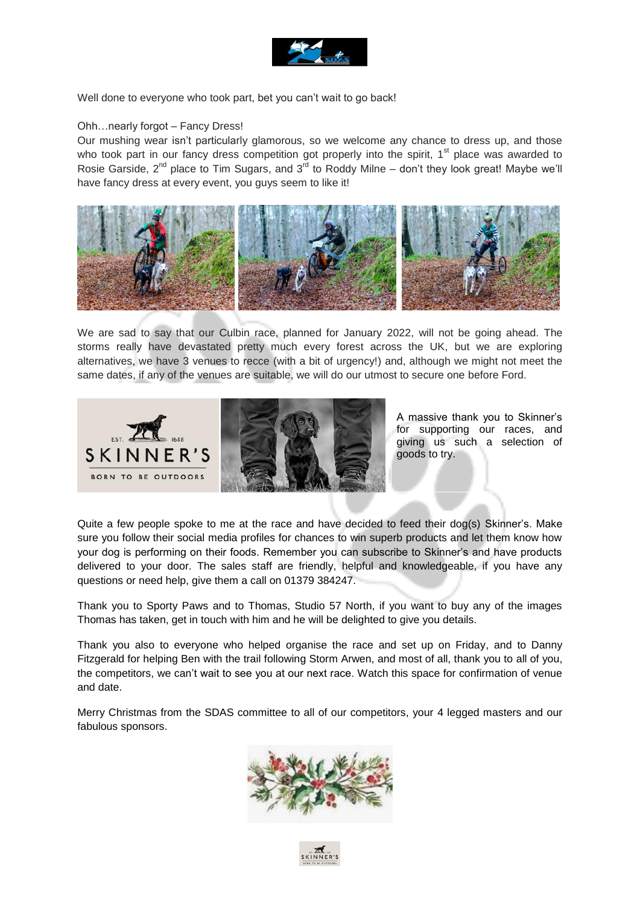Well done to everyone who took part, bet you can't wait to go back!

Ohh…nearly forgot – Fancy Dress!

Our mushing wear isn't particularly glamorous, so we welcome any chance to dress up, and those who took part in our fancy dress competition got properly into the spirit, 1st place was awarded to Rosie Garside, 2nd place to Tim Sugars, and 3rd to Roddy Milne – don't they look great! Maybe we'll have fancy dress at every event, you guys seem to like it!

We are sad to say that our Culbin race, planned for January 2022, will not be going ahead. The storms really have devastated pretty much every forest across the UK, but we are exploring alternatives, we have 3 venues to recce (with a bit of urgency!) and, although we might not meet the same dates, if any of the venues are suitable, we will do our utmost to secure one before Ford.

A massive thank you to Skinner's for supporting our races, and giving us such a selection of goods to try.

Quite a few people spoke to me at the race and have decided to feed their dog(s) Skinner's. Make sure you follow their social media profiles for chances to win superb products and let them know how your dog is performing on their foods. Remember you can subscribe to Skinner's and have products delivered to your door. The sales staff are friendly, helpful and knowledgeable, if you have any questions or need help, give them a call on 01379 384247.

Thank you to Sporty Paws and to Thomas, Studio 57 North, if you want to buy any of the images Thomas has taken, get in touch with him and he will be delighted to give you details.

Thank you also to everyone who helped organise the race and set up on Friday, and to Danny Fitzgerald for helping Ben with the trail following Storm Arwen, and most of all, thank you to all of you, the competitors, we can't wait to see you at our next race. Watch this space for confirmation of venue and date.

Merry Christmas from the SDAS committee to all of our competitors, your 4 legged masters and our fabulous sponsors.